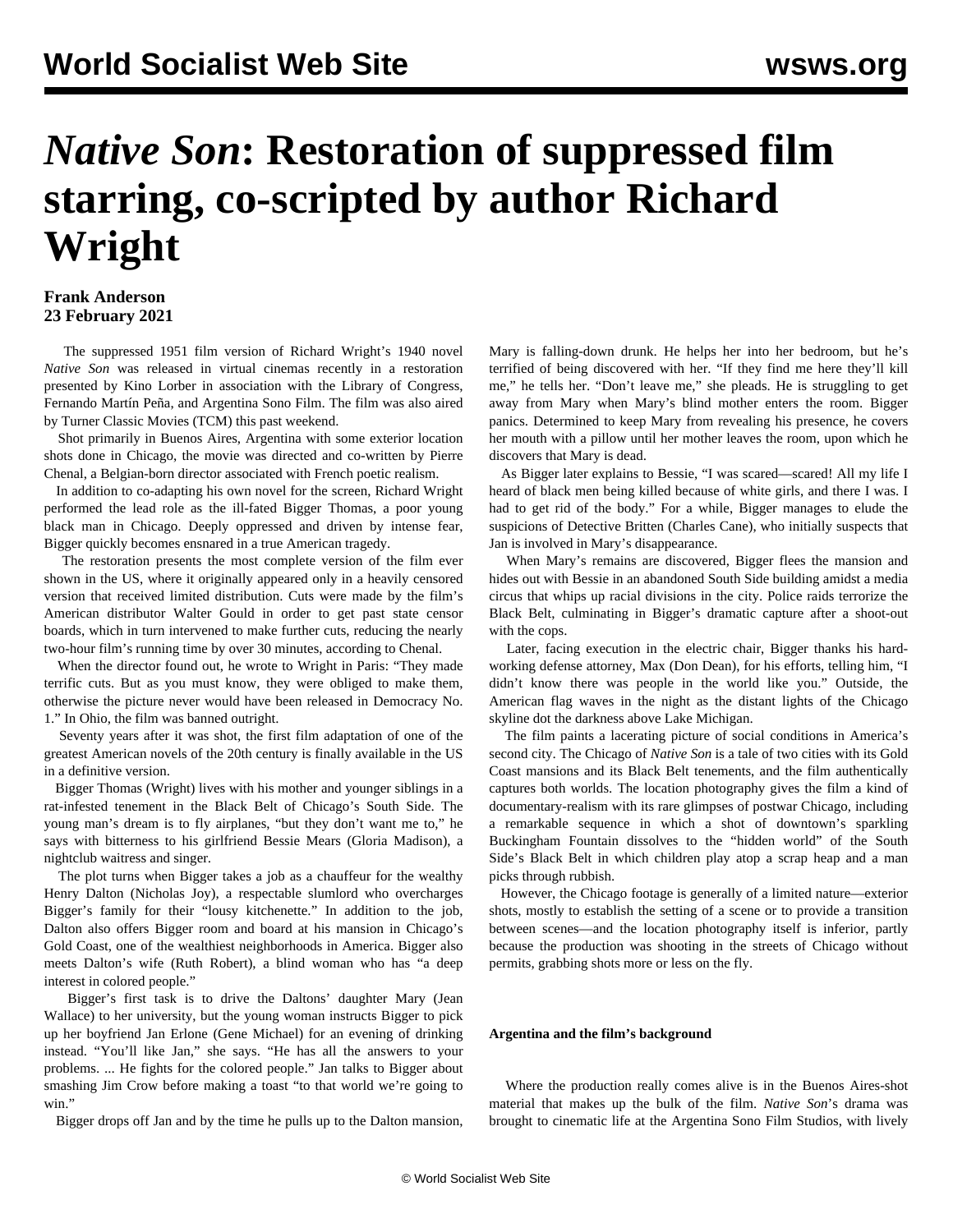# *Native Son*: Restoration of suppressed film starring, co-scripted by author Richard Wright

**Frank Anderson**
**23 February 2021**

The suppressed 1951 film version of Richard Wright's 1940 novel *Native Son* was released in virtual cinemas recently in a restoration presented by Kino Lorber in association with the Library of Congress, Fernando Martín Peña, and Argentina Sono Film. The film was also aired by Turner Classic Movies (TCM) this past weekend.

Shot primarily in Buenos Aires, Argentina with some exterior location shots done in Chicago, the movie was directed and co-written by Pierre Chenal, a Belgian-born director associated with French poetic realism.

In addition to co-adapting his own novel for the screen, Richard Wright performed the lead role as the ill-fated Bigger Thomas, a poor young black man in Chicago. Deeply oppressed and driven by intense fear, Bigger quickly becomes ensnared in a true American tragedy.

The restoration presents the most complete version of the film ever shown in the US, where it originally appeared only in a heavily censored version that received limited distribution. Cuts were made by the film's American distributor Walter Gould in order to get past state censor boards, which in turn intervened to make further cuts, reducing the nearly two-hour film's running time by over 30 minutes, according to Chenal.

When the director found out, he wrote to Wright in Paris: "They made terrific cuts. But as you must know, they were obliged to make them, otherwise the picture never would have been released in Democracy No. 1." In Ohio, the film was banned outright.

Seventy years after it was shot, the first film adaptation of one of the greatest American novels of the 20th century is finally available in the US in a definitive version.

Bigger Thomas (Wright) lives with his mother and younger siblings in a rat-infested tenement in the Black Belt of Chicago's South Side. The young man's dream is to fly airplanes, "but they don't want me to," he says with bitterness to his girlfriend Bessie Mears (Gloria Madison), a nightclub waitress and singer.

The plot turns when Bigger takes a job as a chauffeur for the wealthy Henry Dalton (Nicholas Joy), a respectable slumlord who overcharges Bigger's family for their "lousy kitchenette." In addition to the job, Dalton also offers Bigger room and board at his mansion in Chicago's Gold Coast, one of the wealthiest neighborhoods in America. Bigger also meets Dalton's wife (Ruth Robert), a blind woman who has "a deep interest in colored people."

Bigger's first task is to drive the Daltons' daughter Mary (Jean Wallace) to her university, but the young woman instructs Bigger to pick up her boyfriend Jan Erlone (Gene Michael) for an evening of drinking instead. "You'll like Jan," she says. "He has all the answers to your problems. ... He fights for the colored people." Jan talks to Bigger about smashing Jim Crow before making a toast "to that world we're going to win."

Bigger drops off Jan and by the time he pulls up to the Dalton mansion, Mary is falling-down drunk. He helps her into her bedroom, but he's terrified of being discovered with her. "If they find me here they'll kill me," he tells her. "Don't leave me," she pleads. He is struggling to get away from Mary when Mary's blind mother enters the room. Bigger panics. Determined to keep Mary from revealing his presence, he covers her mouth with a pillow until her mother leaves the room, upon which he discovers that Mary is dead.

As Bigger later explains to Bessie, "I was scared—scared! All my life I heard of black men being killed because of white girls, and there I was. I had to get rid of the body." For a while, Bigger manages to elude the suspicions of Detective Britten (Charles Cane), who initially suspects that Jan is involved in Mary's disappearance.

When Mary's remains are discovered, Bigger flees the mansion and hides out with Bessie in an abandoned South Side building amidst a media circus that whips up racial divisions in the city. Police raids terrorize the Black Belt, culminating in Bigger's dramatic capture after a shoot-out with the cops.

Later, facing execution in the electric chair, Bigger thanks his hard-working defense attorney, Max (Don Dean), for his efforts, telling him, "I didn't know there was people in the world like you." Outside, the American flag waves in the night as the distant lights of the Chicago skyline dot the darkness above Lake Michigan.

The film paints a lacerating picture of social conditions in America's second city. The Chicago of *Native Son* is a tale of two cities with its Gold Coast mansions and its Black Belt tenements, and the film authentically captures both worlds. The location photography gives the film a kind of documentary-realism with its rare glimpses of postwar Chicago, including a remarkable sequence in which a shot of downtown's sparkling Buckingham Fountain dissolves to the "hidden world" of the South Side's Black Belt in which children play atop a scrap heap and a man picks through rubbish.

However, the Chicago footage is generally of a limited nature—exterior shots, mostly to establish the setting of a scene or to provide a transition between scenes—and the location photography itself is inferior, partly because the production was shooting in the streets of Chicago without permits, grabbing shots more or less on the fly.

**Argentina and the film's background**

Where the production really comes alive is in the Buenos Aires-shot material that makes up the bulk of the film. *Native Son*'s drama was brought to cinematic life at the Argentina Sono Film Studios, with lively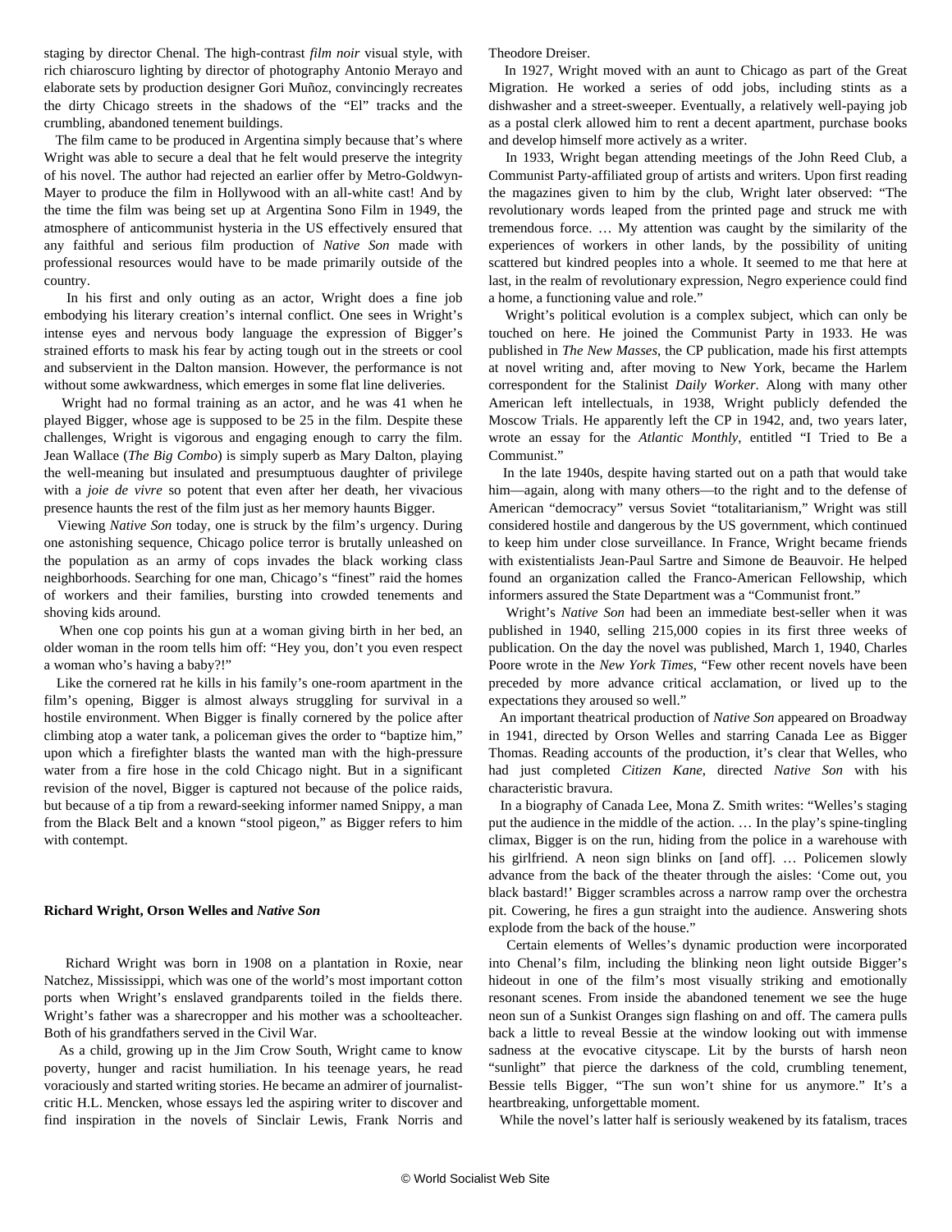staging by director Chenal. The high-contrast *film noir* visual style, with rich chiaroscuro lighting by director of photography Antonio Merayo and elaborate sets by production designer Gori Muñoz, convincingly recreates the dirty Chicago streets in the shadows of the "El" tracks and the crumbling, abandoned tenement buildings.

The film came to be produced in Argentina simply because that's where Wright was able to secure a deal that he felt would preserve the integrity of his novel. The author had rejected an earlier offer by Metro-Goldwyn-Mayer to produce the film in Hollywood with an all-white cast! And by the time the film was being set up at Argentina Sono Film in 1949, the atmosphere of anticommunist hysteria in the US effectively ensured that any faithful and serious film production of *Native Son* made with professional resources would have to be made primarily outside of the country.

In his first and only outing as an actor, Wright does a fine job embodying his literary creation's internal conflict. One sees in Wright's intense eyes and nervous body language the expression of Bigger's strained efforts to mask his fear by acting tough out in the streets or cool and subservient in the Dalton mansion. However, the performance is not without some awkwardness, which emerges in some flat line deliveries.

Wright had no formal training as an actor, and he was 41 when he played Bigger, whose age is supposed to be 25 in the film. Despite these challenges, Wright is vigorous and engaging enough to carry the film. Jean Wallace (*The Big Combo*) is simply superb as Mary Dalton, playing the well-meaning but insulated and presumptuous daughter of privilege with a *joie de vivre* so potent that even after her death, her vivacious presence haunts the rest of the film just as her memory haunts Bigger.

Viewing *Native Son* today, one is struck by the film's urgency. During one astonishing sequence, Chicago police terror is brutally unleashed on the population as an army of cops invades the black working class neighborhoods. Searching for one man, Chicago's "finest" raid the homes of workers and their families, bursting into crowded tenements and shoving kids around.

When one cop points his gun at a woman giving birth in her bed, an older woman in the room tells him off: "Hey you, don't you even respect a woman who's having a baby?!"

Like the cornered rat he kills in his family's one-room apartment in the film's opening, Bigger is almost always struggling for survival in a hostile environment. When Bigger is finally cornered by the police after climbing atop a water tank, a policeman gives the order to "baptize him," upon which a firefighter blasts the wanted man with the high-pressure water from a fire hose in the cold Chicago night. But in a significant revision of the novel, Bigger is captured not because of the police raids, but because of a tip from a reward-seeking informer named Snippy, a man from the Black Belt and a known "stool pigeon," as Bigger refers to him with contempt.

**Richard Wright, Orson Welles and *Native Son***

Richard Wright was born in 1908 on a plantation in Roxie, near Natchez, Mississippi, which was one of the world's most important cotton ports when Wright's enslaved grandparents toiled in the fields there. Wright's father was a sharecropper and his mother was a schoolteacher. Both of his grandfathers served in the Civil War.

As a child, growing up in the Jim Crow South, Wright came to know poverty, hunger and racist humiliation. In his teenage years, he read voraciously and started writing stories. He became an admirer of journalist-critic H.L. Mencken, whose essays led the aspiring writer to discover and find inspiration in the novels of Sinclair Lewis, Frank Norris and Theodore Dreiser.

In 1927, Wright moved with an aunt to Chicago as part of the Great Migration. He worked a series of odd jobs, including stints as a dishwasher and a street-sweeper. Eventually, a relatively well-paying job as a postal clerk allowed him to rent a decent apartment, purchase books and develop himself more actively as a writer.

In 1933, Wright began attending meetings of the John Reed Club, a Communist Party-affiliated group of artists and writers. Upon first reading the magazines given to him by the club, Wright later observed: "The revolutionary words leaped from the printed page and struck me with tremendous force. … My attention was caught by the similarity of the experiences of workers in other lands, by the possibility of uniting scattered but kindred peoples into a whole. It seemed to me that here at last, in the realm of revolutionary expression, Negro experience could find a home, a functioning value and role."

Wright's political evolution is a complex subject, which can only be touched on here. He joined the Communist Party in 1933. He was published in *The New Masses*, the CP publication, made his first attempts at novel writing and, after moving to New York, became the Harlem correspondent for the Stalinist *Daily Worker*. Along with many other American left intellectuals, in 1938, Wright publicly defended the Moscow Trials. He apparently left the CP in 1942, and, two years later, wrote an essay for the *Atlantic Monthly*, entitled "I Tried to Be a Communist."

In the late 1940s, despite having started out on a path that would take him—again, along with many others—to the right and to the defense of American "democracy" versus Soviet "totalitarianism," Wright was still considered hostile and dangerous by the US government, which continued to keep him under close surveillance. In France, Wright became friends with existentialists Jean-Paul Sartre and Simone de Beauvoir. He helped found an organization called the Franco-American Fellowship, which informers assured the State Department was a "Communist front."

Wright's *Native Son* had been an immediate best-seller when it was published in 1940, selling 215,000 copies in its first three weeks of publication. On the day the novel was published, March 1, 1940, Charles Poore wrote in the *New York Times*, "Few other recent novels have been preceded by more advance critical acclamation, or lived up to the expectations they aroused so well."

An important theatrical production of *Native Son* appeared on Broadway in 1941, directed by Orson Welles and starring Canada Lee as Bigger Thomas. Reading accounts of the production, it's clear that Welles, who had just completed *Citizen Kane*, directed *Native Son* with his characteristic bravura.

In a biography of Canada Lee, Mona Z. Smith writes: "Welles's staging put the audience in the middle of the action. … In the play's spine-tingling climax, Bigger is on the run, hiding from the police in a warehouse with his girlfriend. A neon sign blinks on [and off]. … Policemen slowly advance from the back of the theater through the aisles: 'Come out, you black bastard!' Bigger scrambles across a narrow ramp over the orchestra pit. Cowering, he fires a gun straight into the audience. Answering shots explode from the back of the house."

Certain elements of Welles's dynamic production were incorporated into Chenal's film, including the blinking neon light outside Bigger's hideout in one of the film's most visually striking and emotionally resonant scenes. From inside the abandoned tenement we see the huge neon sun of a Sunkist Oranges sign flashing on and off. The camera pulls back a little to reveal Bessie at the window looking out with immense sadness at the evocative cityscape. Lit by the bursts of harsh neon "sunlight" that pierce the darkness of the cold, crumbling tenement, Bessie tells Bigger, "The sun won't shine for us anymore." It's a heartbreaking, unforgettable moment.

While the novel's latter half is seriously weakened by its fatalism, traces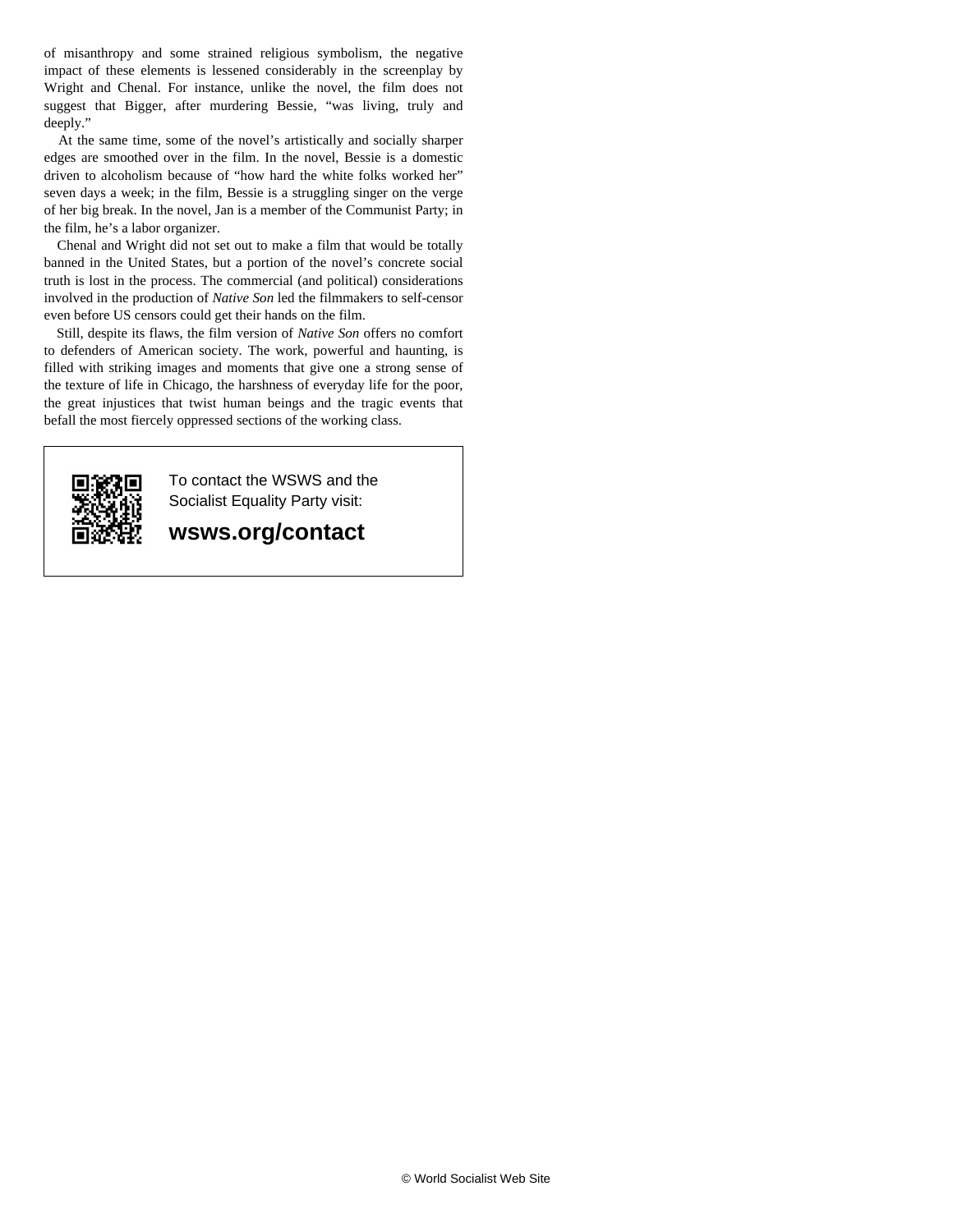of misanthropy and some strained religious symbolism, the negative impact of these elements is lessened considerably in the screenplay by Wright and Chenal. For instance, unlike the novel, the film does not suggest that Bigger, after murdering Bessie, "was living, truly and deeply."

At the same time, some of the novel's artistically and socially sharper edges are smoothed over in the film. In the novel, Bessie is a domestic driven to alcoholism because of "how hard the white folks worked her" seven days a week; in the film, Bessie is a struggling singer on the verge of her big break. In the novel, Jan is a member of the Communist Party; in the film, he's a labor organizer.

Chenal and Wright did not set out to make a film that would be totally banned in the United States, but a portion of the novel's concrete social truth is lost in the process. The commercial (and political) considerations involved in the production of *Native Son* led the filmmakers to self-censor even before US censors could get their hands on the film.

Still, despite its flaws, the film version of *Native Son* offers no comfort to defenders of American society. The work, powerful and haunting, is filled with striking images and moments that give one a strong sense of the texture of life in Chicago, the harshness of everyday life for the poor, the great injustices that twist human beings and the tragic events that befall the most fiercely oppressed sections of the working class.

To contact the WSWS and the Socialist Equality Party visit:

**wsws.org/contact**